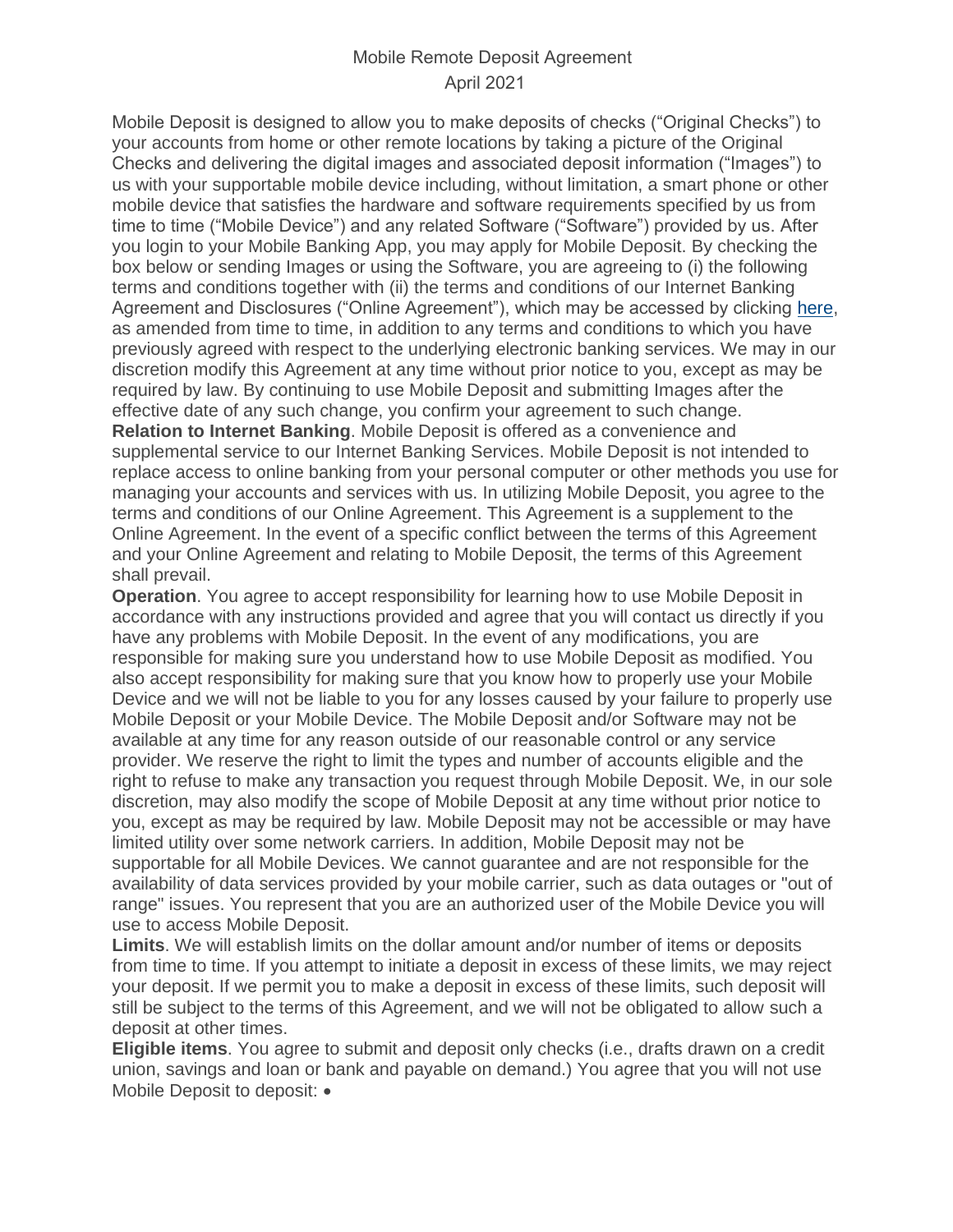# Mobile Remote Deposit Agreement

April 2021

Mobile Deposit is designed to allow you to make deposits of checks ("Original Checks") to your accounts from home or other remote locations by taking a picture of the Original Checks and delivering the digital images and associated deposit information ("Images") to us with your supportable mobile device including, without limitation, a smart phone or other mobile device that satisfies the hardware and software requirements specified by us from time to time ("Mobile Device") and any related Software ("Software") provided by us. After you login to your Mobile Banking App, you may apply for Mobile Deposit. By checking the box below or sending Images or using the Software, you are agreeing to (i) the following terms and conditions together with (ii) the terms and conditions of our Internet Banking Agreement and Disclosures ("Online Agreement"), which may be accessed by clicking here, as amended from time to time, in addition to any terms and conditions to which you have previously agreed with respect to the underlying electronic banking services. We may in our discretion modify this Agreement at any time without prior notice to you, except as may be required by law. By continuing to use Mobile Deposit and submitting Images after the effective date of any such change, you confirm your agreement to such change.

**Relation to Internet Banking**. Mobile Deposit is offered as a convenience and supplemental service to our Internet Banking Services. Mobile Deposit is not intended to replace access to online banking from your personal computer or other methods you use for managing your accounts and services with us. In utilizing Mobile Deposit, you agree to the terms and conditions of our Online Agreement. This Agreement is a supplement to the Online Agreement. In the event of a specific conflict between the terms of this Agreement and your Online Agreement and relating to Mobile Deposit, the terms of this Agreement shall prevail.

**Operation**. You agree to accept responsibility for learning how to use Mobile Deposit in accordance with any instructions provided and agree that you will contact us directly if you have any problems with Mobile Deposit. In the event of any modifications, you are responsible for making sure you understand how to use Mobile Deposit as modified. You also accept responsibility for making sure that you know how to properly use your Mobile Device and we will not be liable to you for any losses caused by your failure to properly use Mobile Deposit or your Mobile Device. The Mobile Deposit and/or Software may not be available at any time for any reason outside of our reasonable control or any service provider. We reserve the right to limit the types and number of accounts eligible and the right to refuse to make any transaction you request through Mobile Deposit. We, in our sole discretion, may also modify the scope of Mobile Deposit at any time without prior notice to you, except as may be required by law. Mobile Deposit may not be accessible or may have limited utility over some network carriers. In addition, Mobile Deposit may not be supportable for all Mobile Devices. We cannot guarantee and are not responsible for the availability of data services provided by your mobile carrier, such as data outages or "out of range" issues. You represent that you are an authorized user of the Mobile Device you will use to access Mobile Deposit.

**Limits**. We will establish limits on the dollar amount and/or number of items or deposits from time to time. If you attempt to initiate a deposit in excess of these limits, we may reject your deposit. If we permit you to make a deposit in excess of these limits, such deposit will still be subject to the terms of this Agreement, and we will not be obligated to allow such a deposit at other times.

**Eligible items**. You agree to submit and deposit only checks (i.e., drafts drawn on a credit union, savings and loan or bank and payable on demand.) You agree that you will not use Mobile Deposit to deposit: •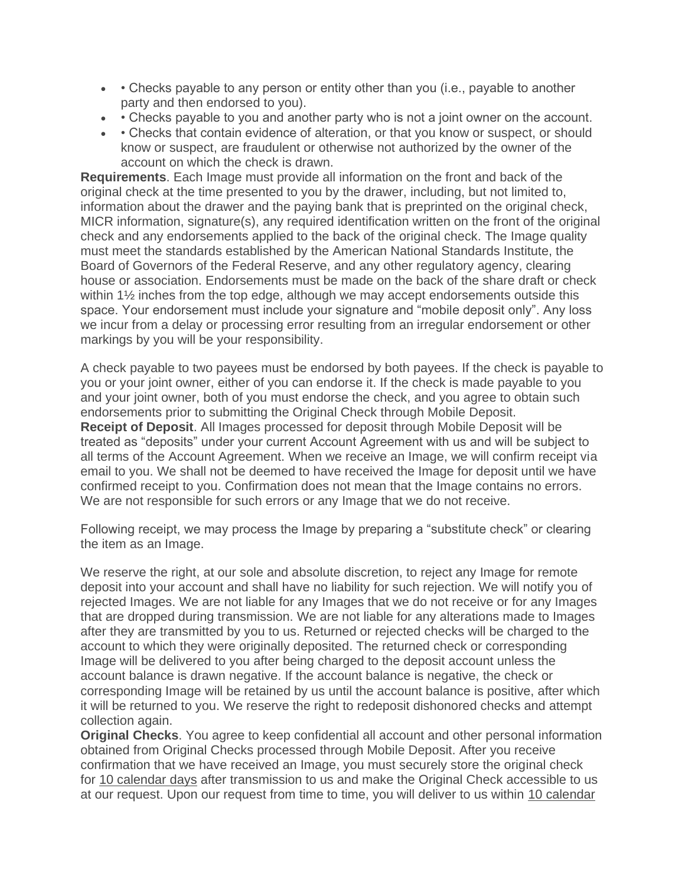- • Checks payable to any person or entity other than you (i.e., payable to another party and then endorsed to you).
- • Checks payable to you and another party who is not a joint owner on the account.
- • Checks that contain evidence of alteration, or that you know or suspect, or should know or suspect, are fraudulent or otherwise not authorized by the owner of the account on which the check is drawn.

**Requirements**. Each Image must provide all information on the front and back of the original check at the time presented to you by the drawer, including, but not limited to, information about the drawer and the paying bank that is preprinted on the original check, MICR information, signature(s), any required identification written on the front of the original check and any endorsements applied to the back of the original check. The Image quality must meet the standards established by the American National Standards Institute, the Board of Governors of the Federal Reserve, and any other regulatory agency, clearing house or association. Endorsements must be made on the back of the share draft or check within 1½ inches from the top edge, although we may accept endorsements outside this space. Your endorsement must include your signature and "mobile deposit only". Any loss we incur from a delay or processing error resulting from an irregular endorsement or other markings by you will be your responsibility.

A check payable to two payees must be endorsed by both payees. If the check is payable to you or your joint owner, either of you can endorse it. If the check is made payable to you and your joint owner, both of you must endorse the check, and you agree to obtain such endorsements prior to submitting the Original Check through Mobile Deposit.

**Receipt of Deposit**. All Images processed for deposit through Mobile Deposit will be treated as "deposits" under your current Account Agreement with us and will be subject to all terms of the Account Agreement. When we receive an Image, we will confirm receipt via email to you. We shall not be deemed to have received the Image for deposit until we have confirmed receipt to you. Confirmation does not mean that the Image contains no errors. We are not responsible for such errors or any Image that we do not receive.

Following receipt, we may process the Image by preparing a "substitute check" or clearing the item as an Image.

We reserve the right, at our sole and absolute discretion, to reject any Image for remote deposit into your account and shall have no liability for such rejection. We will notify you of rejected Images. We are not liable for any Images that we do not receive or for any Images that are dropped during transmission. We are not liable for any alterations made to Images after they are transmitted by you to us. Returned or rejected checks will be charged to the account to which they were originally deposited. The returned check or corresponding Image will be delivered to you after being charged to the deposit account unless the account balance is drawn negative. If the account balance is negative, the check or corresponding Image will be retained by us until the account balance is positive, after which it will be returned to you. We reserve the right to redeposit dishonored checks and attempt collection again.

**Original Checks**. You agree to keep confidential all account and other personal information obtained from Original Checks processed through Mobile Deposit. After you receive confirmation that we have received an Image, you must securely store the original check for 10 calendar days after transmission to us and make the Original Check accessible to us at our request. Upon our request from time to time, you will deliver to us within 10 calendar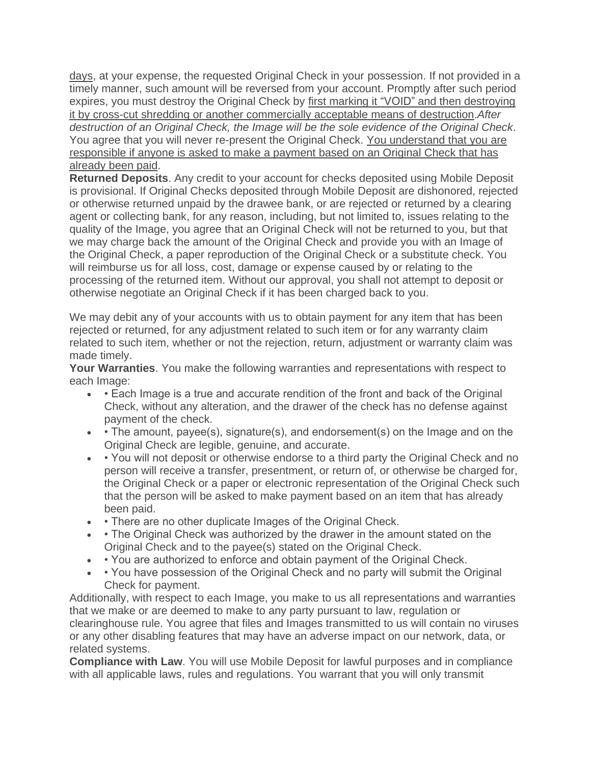days, at your expense, the requested Original Check in your possession. If not provided in a timely manner, such amount will be reversed from your account. Promptly after such period expires, you must destroy the Original Check by first marking it "VOID" and then destroying it by cross-cut shredding or another commercially acceptable means of destruction.*After destruction of an Original Check, the Image will be the sole evidence of the Original Check*. You agree that you will never re-present the Original Check. You understand that you are responsible if anyone is asked to make a payment based on an Original Check that has already been paid.

**Returned Deposits**. Any credit to your account for checks deposited using Mobile Deposit is provisional. If Original Checks deposited through Mobile Deposit are dishonored, rejected or otherwise returned unpaid by the drawee bank, or are rejected or returned by a clearing agent or collecting bank, for any reason, including, but not limited to, issues relating to the quality of the Image, you agree that an Original Check will not be returned to you, but that we may charge back the amount of the Original Check and provide you with an Image of the Original Check, a paper reproduction of the Original Check or a substitute check. You will reimburse us for all loss, cost, damage or expense caused by or relating to the processing of the returned item. Without our approval, you shall not attempt to deposit or otherwise negotiate an Original Check if it has been charged back to you.

We may debit any of your accounts with us to obtain payment for any item that has been rejected or returned, for any adjustment related to such item or for any warranty claim related to such item, whether or not the rejection, return, adjustment or warranty claim was made timely.

**Your Warranties**. You make the following warranties and representations with respect to each Image:

- • Each Image is a true and accurate rendition of the front and back of the Original Check, without any alteration, and the drawer of the check has no defense against payment of the check.
- • The amount, payee(s), signature(s), and endorsement(s) on the Image and on the Original Check are legible, genuine, and accurate.
- • You will not deposit or otherwise endorse to a third party the Original Check and no person will receive a transfer, presentment, or return of, or otherwise be charged for, the Original Check or a paper or electronic representation of the Original Check such that the person will be asked to make payment based on an item that has already been paid.
- • There are no other duplicate Images of the Original Check.
- • The Original Check was authorized by the drawer in the amount stated on the Original Check and to the payee(s) stated on the Original Check.
- • You are authorized to enforce and obtain payment of the Original Check.
- • You have possession of the Original Check and no party will submit the Original Check for payment.

Additionally, with respect to each Image, you make to us all representations and warranties that we make or are deemed to make to any party pursuant to law, regulation or clearinghouse rule. You agree that files and Images transmitted to us will contain no viruses or any other disabling features that may have an adverse impact on our network, data, or related systems.

**Compliance with Law**. You will use Mobile Deposit for lawful purposes and in compliance with all applicable laws, rules and regulations. You warrant that you will only transmit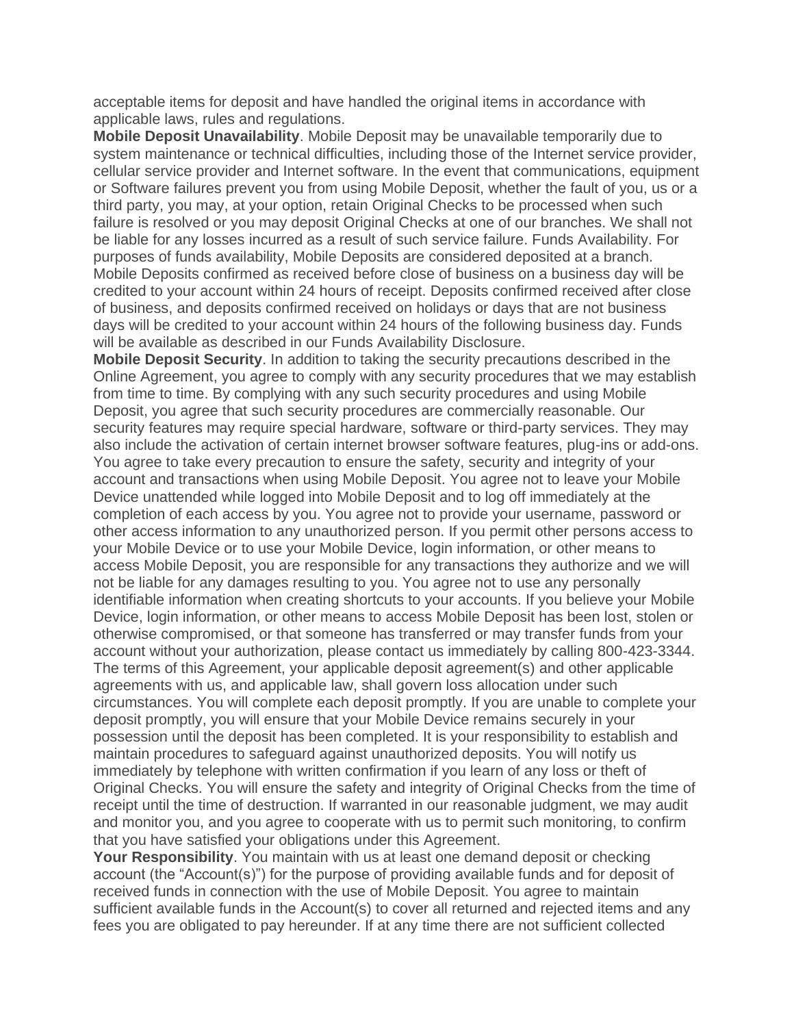acceptable items for deposit and have handled the original items in accordance with applicable laws, rules and regulations.

**Mobile Deposit Unavailability**. Mobile Deposit may be unavailable temporarily due to system maintenance or technical difficulties, including those of the Internet service provider, cellular service provider and Internet software. In the event that communications, equipment or Software failures prevent you from using Mobile Deposit, whether the fault of you, us or a third party, you may, at your option, retain Original Checks to be processed when such failure is resolved or you may deposit Original Checks at one of our branches. We shall not be liable for any losses incurred as a result of such service failure. Funds Availability. For purposes of funds availability, Mobile Deposits are considered deposited at a branch. Mobile Deposits confirmed as received before close of business on a business day will be credited to your account within 24 hours of receipt. Deposits confirmed received after close of business, and deposits confirmed received on holidays or days that are not business days will be credited to your account within 24 hours of the following business day. Funds will be available as described in our Funds Availability Disclosure.

**Mobile Deposit Security**. In addition to taking the security precautions described in the Online Agreement, you agree to comply with any security procedures that we may establish from time to time. By complying with any such security procedures and using Mobile Deposit, you agree that such security procedures are commercially reasonable. Our security features may require special hardware, software or third-party services. They may also include the activation of certain internet browser software features, plug-ins or add-ons. You agree to take every precaution to ensure the safety, security and integrity of your account and transactions when using Mobile Deposit. You agree not to leave your Mobile Device unattended while logged into Mobile Deposit and to log off immediately at the completion of each access by you. You agree not to provide your username, password or other access information to any unauthorized person. If you permit other persons access to your Mobile Device or to use your Mobile Device, login information, or other means to access Mobile Deposit, you are responsible for any transactions they authorize and we will not be liable for any damages resulting to you. You agree not to use any personally identifiable information when creating shortcuts to your accounts. If you believe your Mobile Device, login information, or other means to access Mobile Deposit has been lost, stolen or otherwise compromised, or that someone has transferred or may transfer funds from your account without your authorization, please contact us immediately by calling 800-423-3344. The terms of this Agreement, your applicable deposit agreement(s) and other applicable agreements with us, and applicable law, shall govern loss allocation under such circumstances. You will complete each deposit promptly. If you are unable to complete your deposit promptly, you will ensure that your Mobile Device remains securely in your possession until the deposit has been completed. It is your responsibility to establish and maintain procedures to safeguard against unauthorized deposits. You will notify us immediately by telephone with written confirmation if you learn of any loss or theft of Original Checks. You will ensure the safety and integrity of Original Checks from the time of receipt until the time of destruction. If warranted in our reasonable judgment, we may audit and monitor you, and you agree to cooperate with us to permit such monitoring, to confirm that you have satisfied your obligations under this Agreement.

**Your Responsibility**. You maintain with us at least one demand deposit or checking account (the "Account(s)") for the purpose of providing available funds and for deposit of received funds in connection with the use of Mobile Deposit. You agree to maintain sufficient available funds in the Account(s) to cover all returned and rejected items and any fees you are obligated to pay hereunder. If at any time there are not sufficient collected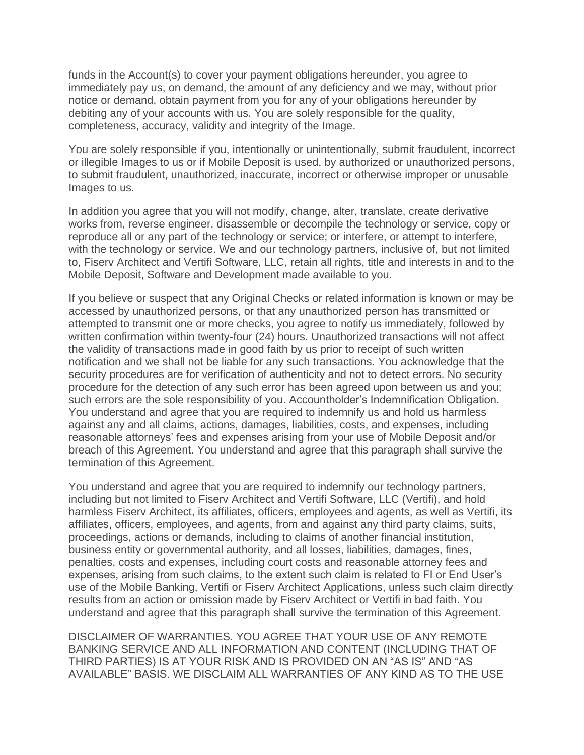funds in the Account(s) to cover your payment obligations hereunder, you agree to immediately pay us, on demand, the amount of any deficiency and we may, without prior notice or demand, obtain payment from you for any of your obligations hereunder by debiting any of your accounts with us. You are solely responsible for the quality, completeness, accuracy, validity and integrity of the Image.

You are solely responsible if you, intentionally or unintentionally, submit fraudulent, incorrect or illegible Images to us or if Mobile Deposit is used, by authorized or unauthorized persons, to submit fraudulent, unauthorized, inaccurate, incorrect or otherwise improper or unusable Images to us.

In addition you agree that you will not modify, change, alter, translate, create derivative works from, reverse engineer, disassemble or decompile the technology or service, copy or reproduce all or any part of the technology or service; or interfere, or attempt to interfere, with the technology or service. We and our technology partners, inclusive of, but not limited to, Fiserv Architect and Vertifi Software, LLC, retain all rights, title and interests in and to the Mobile Deposit, Software and Development made available to you.

If you believe or suspect that any Original Checks or related information is known or may be accessed by unauthorized persons, or that any unauthorized person has transmitted or attempted to transmit one or more checks, you agree to notify us immediately, followed by written confirmation within twenty-four (24) hours. Unauthorized transactions will not affect the validity of transactions made in good faith by us prior to receipt of such written notification and we shall not be liable for any such transactions. You acknowledge that the security procedures are for verification of authenticity and not to detect errors. No security procedure for the detection of any such error has been agreed upon between us and you; such errors are the sole responsibility of you. Accountholder's Indemnification Obligation. You understand and agree that you are required to indemnify us and hold us harmless against any and all claims, actions, damages, liabilities, costs, and expenses, including reasonable attorneys' fees and expenses arising from your use of Mobile Deposit and/or breach of this Agreement. You understand and agree that this paragraph shall survive the termination of this Agreement.

You understand and agree that you are required to indemnify our technology partners, including but not limited to Fiserv Architect and Vertifi Software, LLC (Vertifi), and hold harmless Fiserv Architect, its affiliates, officers, employees and agents, as well as Vertifi, its affiliates, officers, employees, and agents, from and against any third party claims, suits, proceedings, actions or demands, including to claims of another financial institution, business entity or governmental authority, and all losses, liabilities, damages, fines, penalties, costs and expenses, including court costs and reasonable attorney fees and expenses, arising from such claims, to the extent such claim is related to FI or End User's use of the Mobile Banking, Vertifi or Fiserv Architect Applications, unless such claim directly results from an action or omission made by Fiserv Architect or Vertifi in bad faith. You understand and agree that this paragraph shall survive the termination of this Agreement.

DISCLAIMER OF WARRANTIES. YOU AGREE THAT YOUR USE OF ANY REMOTE BANKING SERVICE AND ALL INFORMATION AND CONTENT (INCLUDING THAT OF THIRD PARTIES) IS AT YOUR RISK AND IS PROVIDED ON AN "AS IS" AND "AS AVAILABLE" BASIS. WE DISCLAIM ALL WARRANTIES OF ANY KIND AS TO THE USE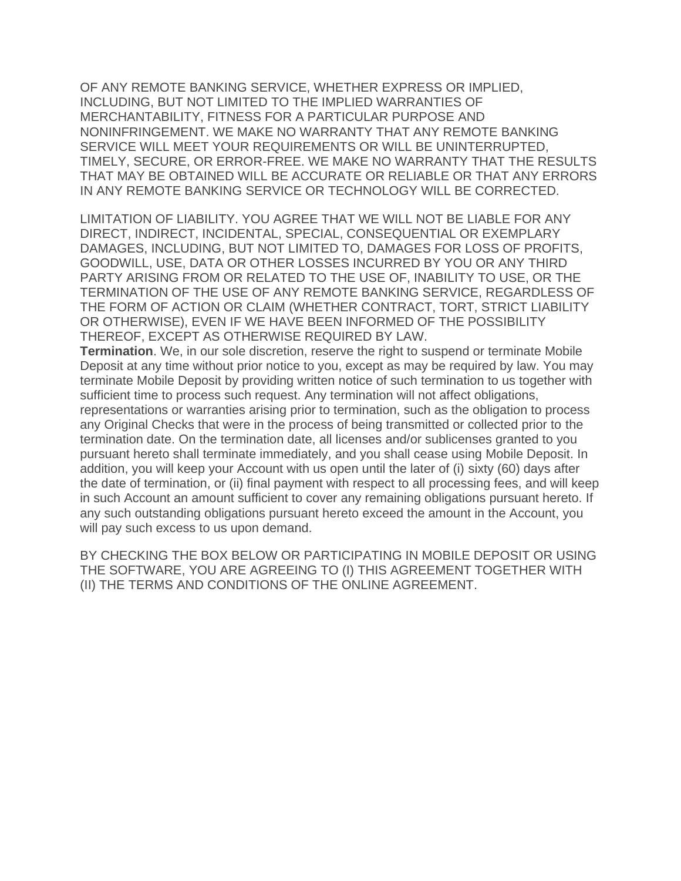OF ANY REMOTE BANKING SERVICE, WHETHER EXPRESS OR IMPLIED, INCLUDING, BUT NOT LIMITED TO THE IMPLIED WARRANTIES OF MERCHANTABILITY, FITNESS FOR A PARTICULAR PURPOSE AND NONINFRINGEMENT. WE MAKE NO WARRANTY THAT ANY REMOTE BANKING SERVICE WILL MEET YOUR REQUIREMENTS OR WILL BE UNINTERRUPTED, TIMELY, SECURE, OR ERROR-FREE. WE MAKE NO WARRANTY THAT THE RESULTS THAT MAY BE OBTAINED WILL BE ACCURATE OR RELIABLE OR THAT ANY ERRORS IN ANY REMOTE BANKING SERVICE OR TECHNOLOGY WILL BE CORRECTED.

LIMITATION OF LIABILITY. YOU AGREE THAT WE WILL NOT BE LIABLE FOR ANY DIRECT, INDIRECT, INCIDENTAL, SPECIAL, CONSEQUENTIAL OR EXEMPLARY DAMAGES, INCLUDING, BUT NOT LIMITED TO, DAMAGES FOR LOSS OF PROFITS, GOODWILL, USE, DATA OR OTHER LOSSES INCURRED BY YOU OR ANY THIRD PARTY ARISING FROM OR RELATED TO THE USE OF, INABILITY TO USE, OR THE TERMINATION OF THE USE OF ANY REMOTE BANKING SERVICE, REGARDLESS OF THE FORM OF ACTION OR CLAIM (WHETHER CONTRACT, TORT, STRICT LIABILITY OR OTHERWISE), EVEN IF WE HAVE BEEN INFORMED OF THE POSSIBILITY THEREOF, EXCEPT AS OTHERWISE REQUIRED BY LAW.

**Termination**. We, in our sole discretion, reserve the right to suspend or terminate Mobile Deposit at any time without prior notice to you, except as may be required by law. You may terminate Mobile Deposit by providing written notice of such termination to us together with sufficient time to process such request. Any termination will not affect obligations, representations or warranties arising prior to termination, such as the obligation to process any Original Checks that were in the process of being transmitted or collected prior to the termination date. On the termination date, all licenses and/or sublicenses granted to you pursuant hereto shall terminate immediately, and you shall cease using Mobile Deposit. In addition, you will keep your Account with us open until the later of (i) sixty (60) days after the date of termination, or (ii) final payment with respect to all processing fees, and will keep in such Account an amount sufficient to cover any remaining obligations pursuant hereto. If any such outstanding obligations pursuant hereto exceed the amount in the Account, you will pay such excess to us upon demand.

BY CHECKING THE BOX BELOW OR PARTICIPATING IN MOBILE DEPOSIT OR USING THE SOFTWARE, YOU ARE AGREEING TO (I) THIS AGREEMENT TOGETHER WITH (II) THE TERMS AND CONDITIONS OF THE ONLINE AGREEMENT.